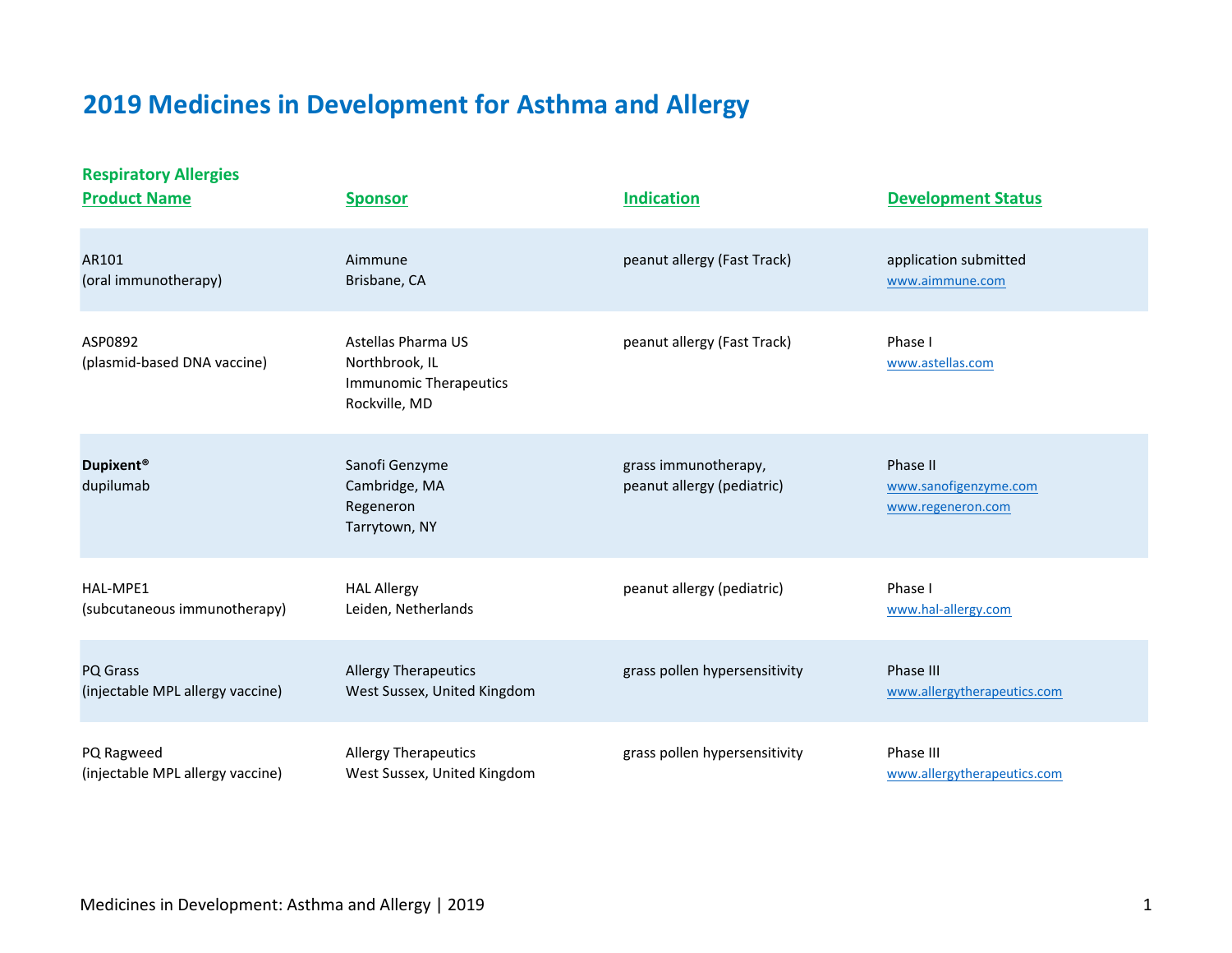# 2019 Medicines in Development for Asthma and Allergy

## Respiratory Allergies

| Product Name | Sponsor | Indication | Development Status |
|---|---|---|---|
| AR101<br>(oral immunotherapy) | Aimmune<br>Brisbane, CA | peanut allergy (Fast Track) | application submitted<br>www.aimmune.com |
| ASP0892<br>(plasmid-based DNA vaccine) | Astellas Pharma US<br>Northbrook, IL<br>Immunomic Therapeutics<br>Rockville, MD | peanut allergy (Fast Track) | Phase I<br>www.astellas.com |
| **Dupixent®**<br>dupilumab | Sanofi Genzyme<br>Cambridge, MA<br>Regeneron<br>Tarrytown, NY | grass immunotherapy,<br>peanut allergy (pediatric) | Phase II<br>www.sanofigenzyme.com<br>www.regeneron.com |
| HAL-MPE1<br>(subcutaneous immunotherapy) | HAL Allergy<br>Leiden, Netherlands | peanut allergy (pediatric) | Phase I<br>www.hal-allergy.com |
| PQ Grass<br>(injectable MPL allergy vaccine) | Allergy Therapeutics<br>West Sussex, United Kingdom | grass pollen hypersensitivity | Phase III<br>www.allergytherapeutics.com |
| PQ Ragweed<br>(injectable MPL allergy vaccine) | Allergy Therapeutics<br>West Sussex, United Kingdom | grass pollen hypersensitivity | Phase III<br>www.allergytherapeutics.com |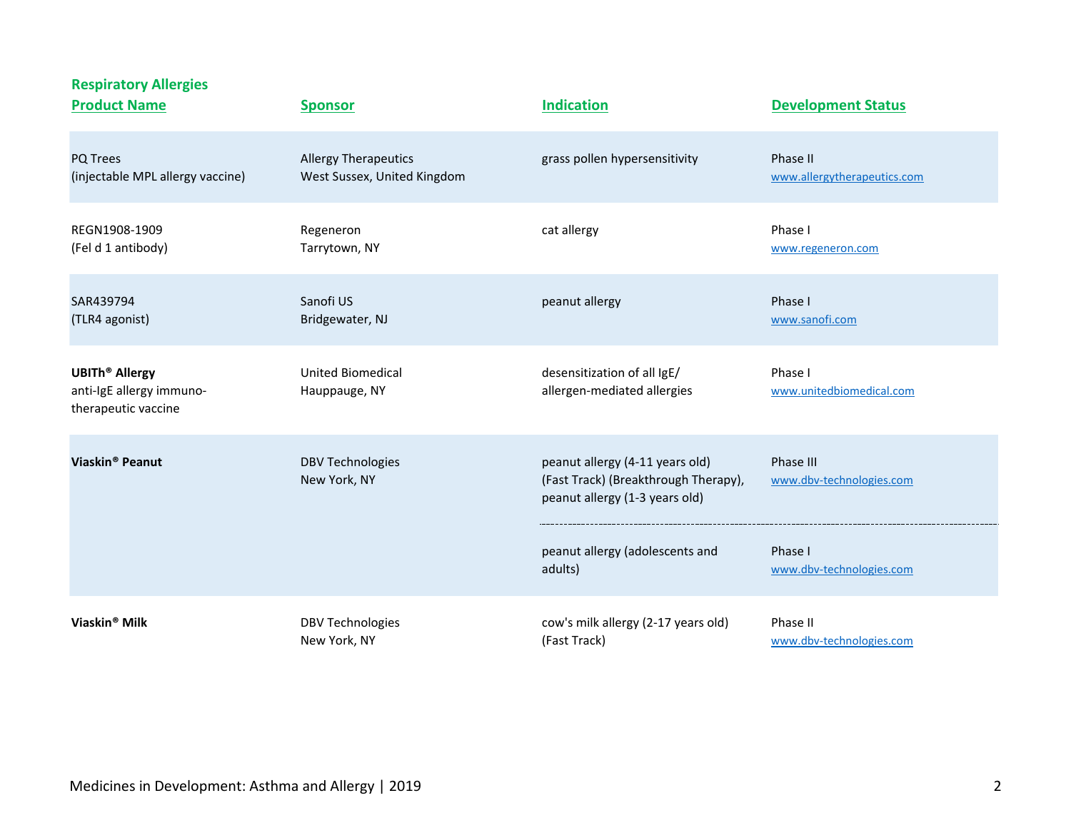## Respiratory Allergies

| Product Name | Sponsor | Indication | Development Status |
|---|---|---|---|
| PQ Trees (injectable MPL allergy vaccine) | Allergy Therapeutics West Sussex, United Kingdom | grass pollen hypersensitivity | Phase II www.allergytherapeutics.com |
| REGN1908-1909 (Fel d 1 antibody) | Regeneron Tarrytown, NY | cat allergy | Phase I www.regeneron.com |
| SAR439794 (TLR4 agonist) | Sanofi US Bridgewater, NJ | peanut allergy | Phase I www.sanofi.com |
| **UBITh® Allergy** anti-IgE allergy immuno-therapeutic vaccine | United Biomedical Hauppauge, NY | desensitization of all IgE/ allergen-mediated allergies | Phase I www.unitedbiomedical.com |
| **Viaskin® Peanut** | DBV Technologies New York, NY | peanut allergy (4-11 years old) (Fast Track) (Breakthrough Therapy), peanut allergy (1-3 years old) | Phase III www.dbv-technologies.com |
| | | peanut allergy (adolescents and adults) | Phase I www.dbv-technologies.com |
| **Viaskin® Milk** | DBV Technologies New York, NY | cow's milk allergy (2-17 years old) (Fast Track) | Phase II www.dbv-technologies.com |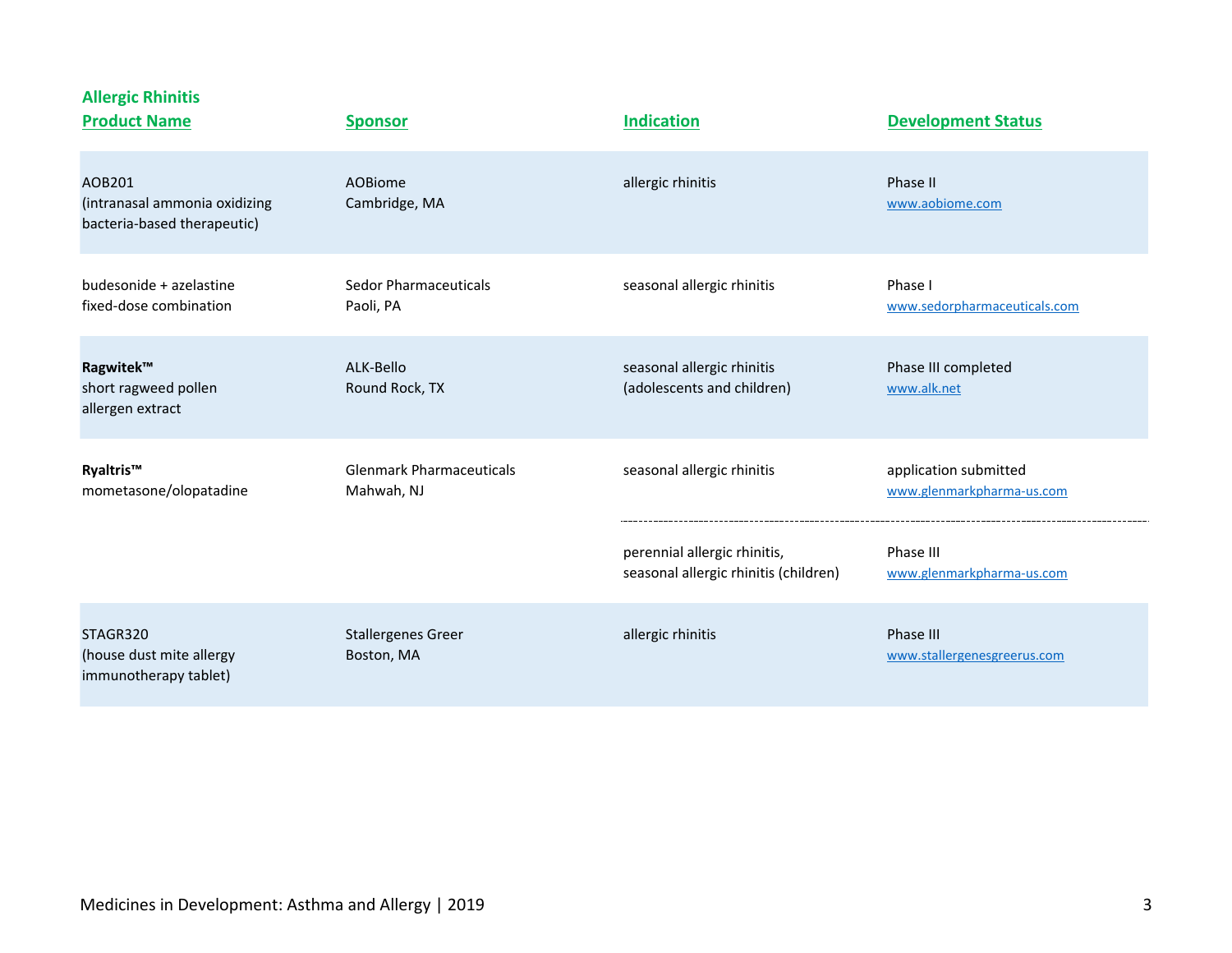## Allergic Rhinitis

| Product Name | Sponsor | Indication | Development Status |
|---|---|---|---|
| AOB201 (intranasal ammonia oxidizing bacteria-based therapeutic) | AOBiome Cambridge, MA | allergic rhinitis | Phase II www.aobiome.com |
| budesonide + azelastine fixed-dose combination | Sedor Pharmaceuticals Paoli, PA | seasonal allergic rhinitis | Phase I www.sedorpharmaceuticals.com |
| **Ragwitek™** short ragweed pollen allergen extract | ALK-Bello Round Rock, TX | seasonal allergic rhinitis (adolescents and children) | Phase III completed www.alk.net |
| **Ryaltris™** mometasone/olopatadine | Glenmark Pharmaceuticals Mahwah, NJ | seasonal allergic rhinitis | application submitted www.glenmarkpharma-us.com |
| | | perennial allergic rhinitis, seasonal allergic rhinitis (children) | Phase III www.glenmarkpharma-us.com |
| STAGR320 (house dust mite allergy immunotherapy tablet) | Stallergenes Greer Boston, MA | allergic rhinitis | Phase III www.stallergenesgreerus.com |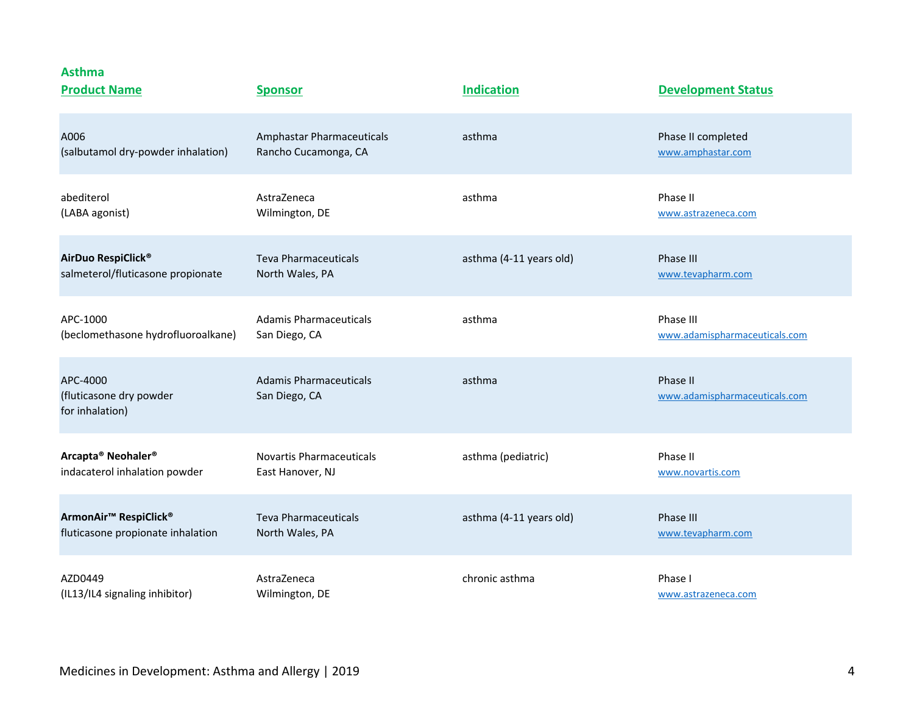## Asthma

| Product Name | Sponsor | Indication | Development Status |
|---|---|---|---|
| A006<br>(salbutamol dry-powder inhalation) | Amphastar Pharmaceuticals<br>Rancho Cucamonga, CA | asthma | Phase II completed<br>www.amphastar.com |
| abediterol<br>(LABA agonist) | AstraZeneca<br>Wilmington, DE | asthma | Phase II<br>www.astrazeneca.com |
| **AirDuo RespiClick®**<br>salmeterol/fluticasone propionate | Teva Pharmaceuticals<br>North Wales, PA | asthma (4-11 years old) | Phase III<br>www.tevapharm.com |
| APC-1000<br>(beclomethasone hydrofluoroalkane) | Adamis Pharmaceuticals<br>San Diego, CA | asthma | Phase III<br>www.adamispharmaceuticals.com |
| APC-4000<br>(fluticasone dry powder for inhalation) | Adamis Pharmaceuticals<br>San Diego, CA | asthma | Phase II<br>www.adamispharmaceuticals.com |
| **Arcapta® Neohaler®**<br>indacaterol inhalation powder | Novartis Pharmaceuticals<br>East Hanover, NJ | asthma (pediatric) | Phase II<br>www.novartis.com |
| **ArmonAir™ RespiClick®**<br>fluticasone propionate inhalation | Teva Pharmaceuticals<br>North Wales, PA | asthma (4-11 years old) | Phase III<br>www.tevapharm.com |
| AZD0449<br>(IL13/IL4 signaling inhibitor) | AstraZeneca<br>Wilmington, DE | chronic asthma | Phase I<br>www.astrazeneca.com |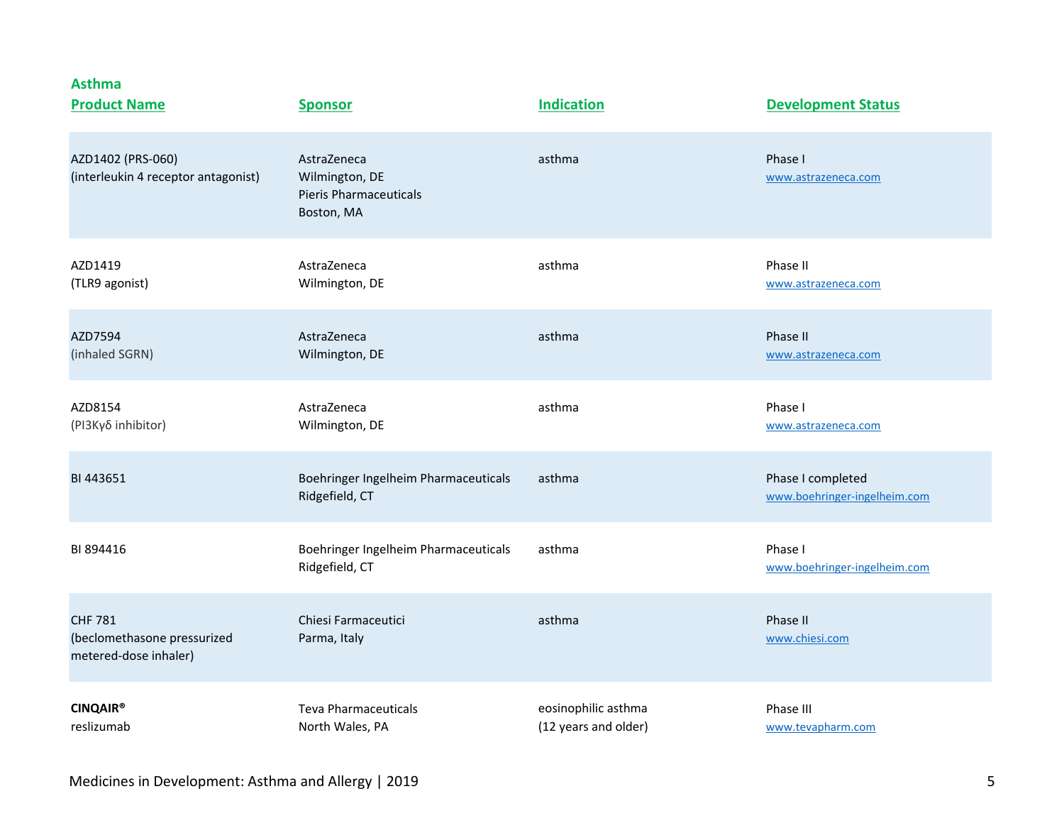## Asthma

| Product Name | Sponsor | Indication | Development Status |
|---|---|---|---|
| AZD1402 (PRS-060)<br>(interleukin 4 receptor antagonist) | AstraZeneca<br>Wilmington, DE<br>Pieris Pharmaceuticals<br>Boston, MA | asthma | Phase I<br>www.astrazeneca.com |
| AZD1419<br>(TLR9 agonist) | AstraZeneca<br>Wilmington, DE | asthma | Phase II<br>www.astrazeneca.com |
| AZD7594<br>(inhaled SGRN) | AstraZeneca<br>Wilmington, DE | asthma | Phase II<br>www.astrazeneca.com |
| AZD8154<br>(PI3Kγδ inhibitor) | AstraZeneca<br>Wilmington, DE | asthma | Phase I<br>www.astrazeneca.com |
| BI 443651 | Boehringer Ingelheim Pharmaceuticals<br>Ridgefield, CT | asthma | Phase I completed<br>www.boehringer-ingelheim.com |
| BI 894416 | Boehringer Ingelheim Pharmaceuticals<br>Ridgefield, CT | asthma | Phase I<br>www.boehringer-ingelheim.com |
| CHF 781<br>(beclomethasone pressurized metered-dose inhaler) | Chiesi Farmaceutici<br>Parma, Italy | asthma | Phase II<br>www.chiesi.com |
| **CINQAIR®**<br>reslizumab | Teva Pharmaceuticals<br>North Wales, PA | eosinophilic asthma<br>(12 years and older) | Phase III<br>www.tevapharm.com |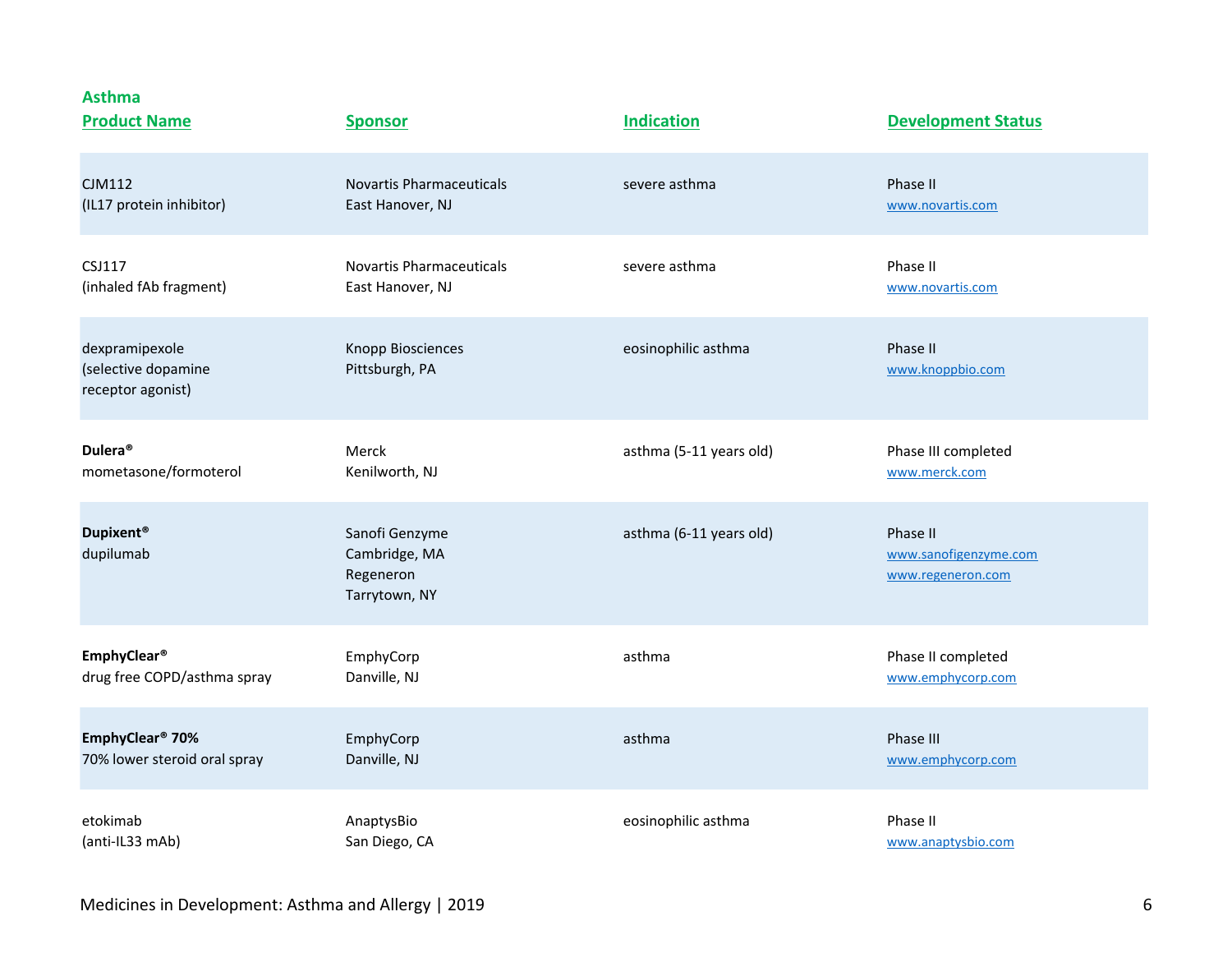## Asthma

| Product Name | Sponsor | Indication | Development Status |
|---|---|---|---|
| CJM112 (IL17 protein inhibitor) | Novartis Pharmaceuticals East Hanover, NJ | severe asthma | Phase II www.novartis.com |
| CSJ117 (inhaled fAb fragment) | Novartis Pharmaceuticals East Hanover, NJ | severe asthma | Phase II www.novartis.com |
| dexpramipexole (selective dopamine receptor agonist) | Knopp Biosciences Pittsburgh, PA | eosinophilic asthma | Phase II www.knoppbio.com |
| **Dulera®** mometasone/formoterol | Merck Kenilworth, NJ | asthma (5-11 years old) | Phase III completed www.merck.com |
| **Dupixent®** dupilumab | Sanofi Genzyme Cambridge, MA Regeneron Tarrytown, NY | asthma (6-11 years old) | Phase II www.sanofigenzyme.com www.regeneron.com |
| **EmphyClear®** drug free COPD/asthma spray | EmphyCorp Danville, NJ | asthma | Phase II completed www.emphycorp.com |
| **EmphyClear® 70%** 70% lower steroid oral spray | EmphyCorp Danville, NJ | asthma | Phase III www.emphycorp.com |
| etokimab (anti-IL33 mAb) | AnaptysBio San Diego, CA | eosinophilic asthma | Phase II www.anaptysbio.com |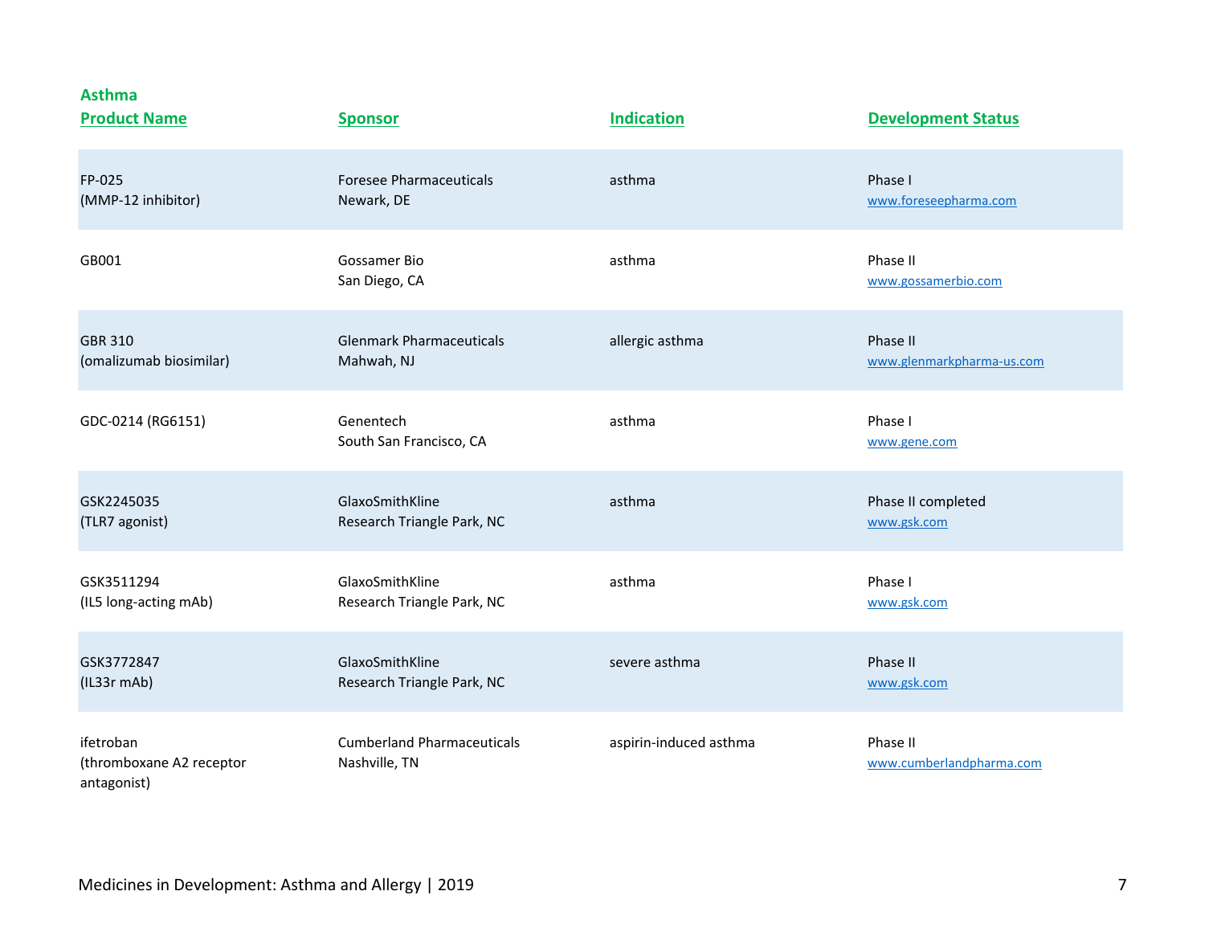## Asthma

| Product Name | Sponsor | Indication | Development Status |
| --- | --- | --- | --- |
| FP-025 (MMP-12 inhibitor) | Foresee Pharmaceuticals Newark, DE | asthma | Phase I www.foreseepharma.com |
| GB001 | Gossamer Bio San Diego, CA | asthma | Phase II www.gossamerbio.com |
| GBR 310 (omalizumab biosimilar) | Glenmark Pharmaceuticals Mahwah, NJ | allergic asthma | Phase II www.glenmarkpharma-us.com |
| GDC-0214 (RG6151) | Genentech South San Francisco, CA | asthma | Phase I www.gene.com |
| GSK2245035 (TLR7 agonist) | GlaxoSmithKline Research Triangle Park, NC | asthma | Phase II completed www.gsk.com |
| GSK3511294 (IL5 long-acting mAb) | GlaxoSmithKline Research Triangle Park, NC | asthma | Phase I www.gsk.com |
| GSK3772847 (IL33r mAb) | GlaxoSmithKline Research Triangle Park, NC | severe asthma | Phase II www.gsk.com |
| ifetroban (thromboxane A2 receptor antagonist) | Cumberland Pharmaceuticals Nashville, TN | aspirin-induced asthma | Phase II www.cumberlandpharma.com |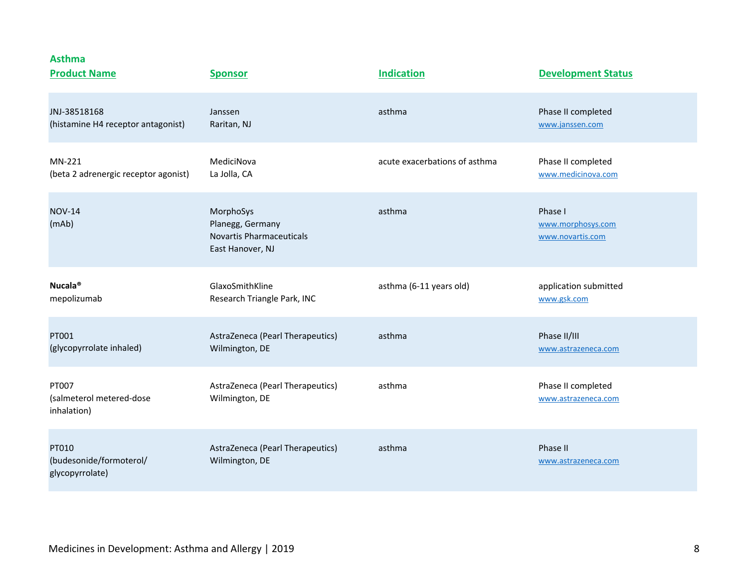## Asthma

| Product Name | Sponsor | Indication | Development Status |
|---|---|---|---|
| JNJ-38518168 (histamine H4 receptor antagonist) | Janssen Raritan, NJ | asthma | Phase II completed www.janssen.com |
| MN-221 (beta 2 adrenergic receptor agonist) | MediciNova La Jolla, CA | acute exacerbations of asthma | Phase II completed www.medicinova.com |
| NOV-14 (mAb) | MorphoSys Planegg, Germany Novartis Pharmaceuticals East Hanover, NJ | asthma | Phase I www.morphosys.com www.novartis.com |
| **Nucala®** mepolizumab | GlaxoSmithKline Research Triangle Park, INC | asthma (6-11 years old) | application submitted www.gsk.com |
| PT001 (glycopyrrolate inhaled) | AstraZeneca (Pearl Therapeutics) Wilmington, DE | asthma | Phase II/III www.astrazeneca.com |
| PT007 (salmeterol metered-dose inhalation) | AstraZeneca (Pearl Therapeutics) Wilmington, DE | asthma | Phase II completed www.astrazeneca.com |
| PT010 (budesonide/formoterol/ glycopyrrolate) | AstraZeneca (Pearl Therapeutics) Wilmington, DE | asthma | Phase II www.astrazeneca.com |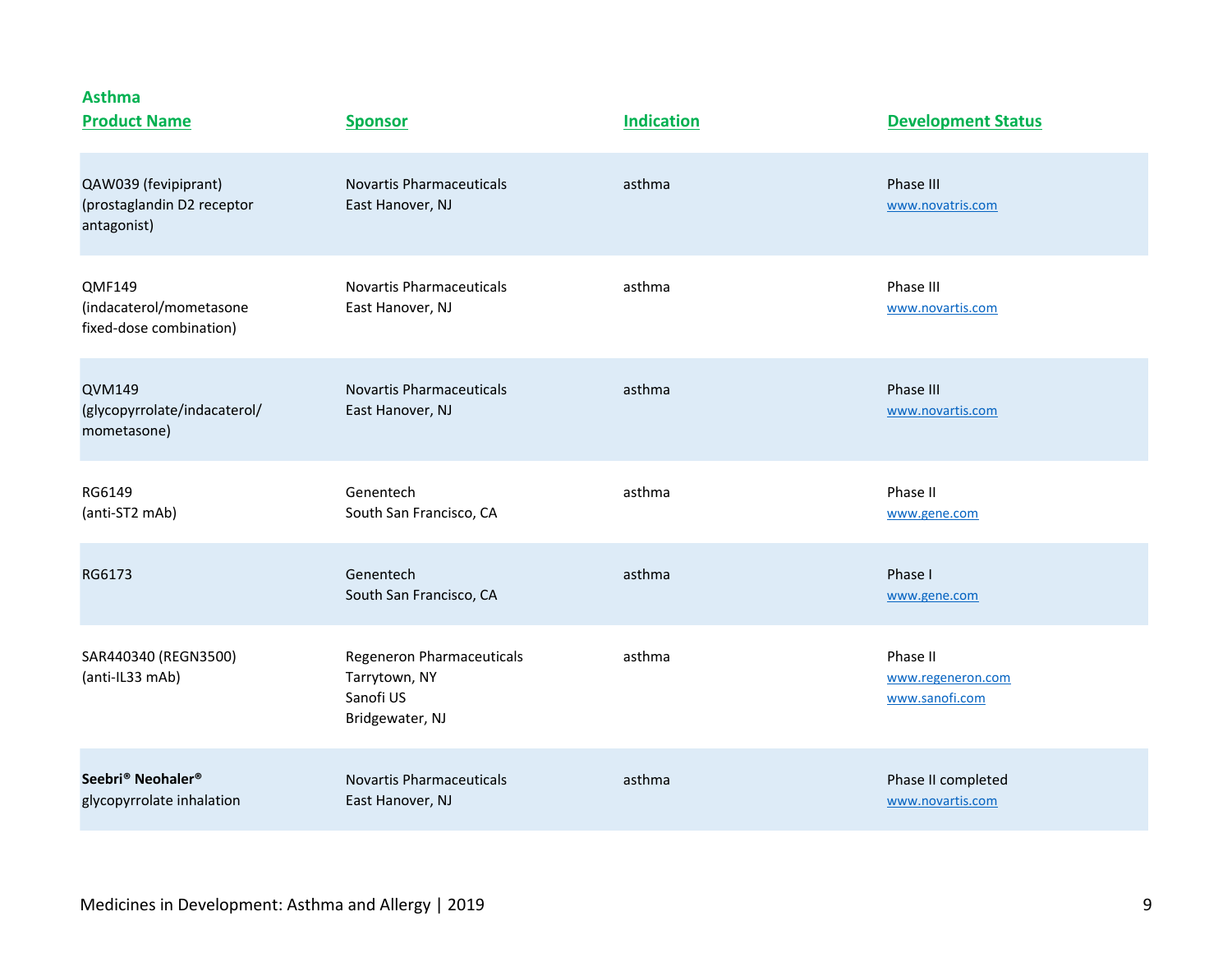## Asthma

| Product Name | Sponsor | Indication | Development Status |
|---|---|---|---|
| QAW039 (fevipiprant) (prostaglandin D2 receptor antagonist) | Novartis Pharmaceuticals East Hanover, NJ | asthma | Phase III www.novatris.com |
| QMF149 (indacaterol/mometasone fixed-dose combination) | Novartis Pharmaceuticals East Hanover, NJ | asthma | Phase III www.novartis.com |
| QVM149 (glycopyrrolate/indacaterol/ mometasone) | Novartis Pharmaceuticals East Hanover, NJ | asthma | Phase III www.novartis.com |
| RG6149 (anti-ST2 mAb) | Genentech South San Francisco, CA | asthma | Phase II www.gene.com |
| RG6173 | Genentech South San Francisco, CA | asthma | Phase I www.gene.com |
| SAR440340 (REGN3500) (anti-IL33 mAb) | Regeneron Pharmaceuticals Tarrytown, NY Sanofi US Bridgewater, NJ | asthma | Phase II www.regeneron.com www.sanofi.com |
| **Seebri® Neohaler®** glycopyrrolate inhalation | Novartis Pharmaceuticals East Hanover, NJ | asthma | Phase II completed www.novartis.com |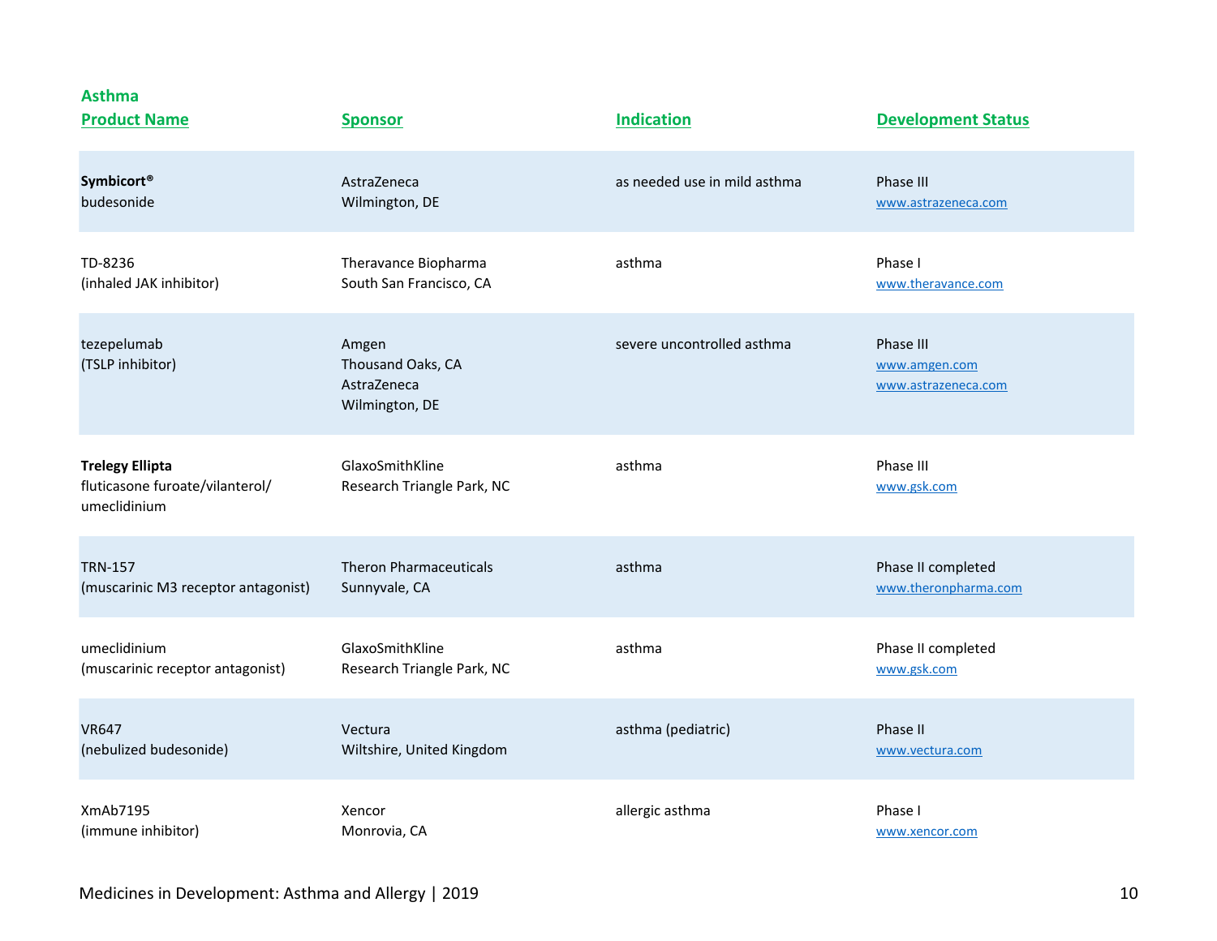## Asthma

| Product Name | Sponsor | Indication | Development Status |
|---|---|---|---|
| **Symbicort®** budesonide | AstraZeneca Wilmington, DE | as needed use in mild asthma | Phase III www.astrazeneca.com |
| TD-8236 (inhaled JAK inhibitor) | Theravance Biopharma South San Francisco, CA | asthma | Phase I www.theravance.com |
| tezepelumab (TSLP inhibitor) | Amgen Thousand Oaks, CA AstraZeneca Wilmington, DE | severe uncontrolled asthma | Phase III www.amgen.com www.astrazeneca.com |
| **Trelegy Ellipta** fluticasone furoate/vilanterol/ umeclidinium | GlaxoSmithKline Research Triangle Park, NC | asthma | Phase III www.gsk.com |
| TRN-157 (muscarinic M3 receptor antagonist) | Theron Pharmaceuticals Sunnyvale, CA | asthma | Phase II completed www.theronpharma.com |
| umeclidinium (muscarinic receptor antagonist) | GlaxoSmithKline Research Triangle Park, NC | asthma | Phase II completed www.gsk.com |
| VR647 (nebulized budesonide) | Vectura Wiltshire, United Kingdom | asthma (pediatric) | Phase II www.vectura.com |
| XmAb7195 (immune inhibitor) | Xencor Monrovia, CA | allergic asthma | Phase I www.xencor.com |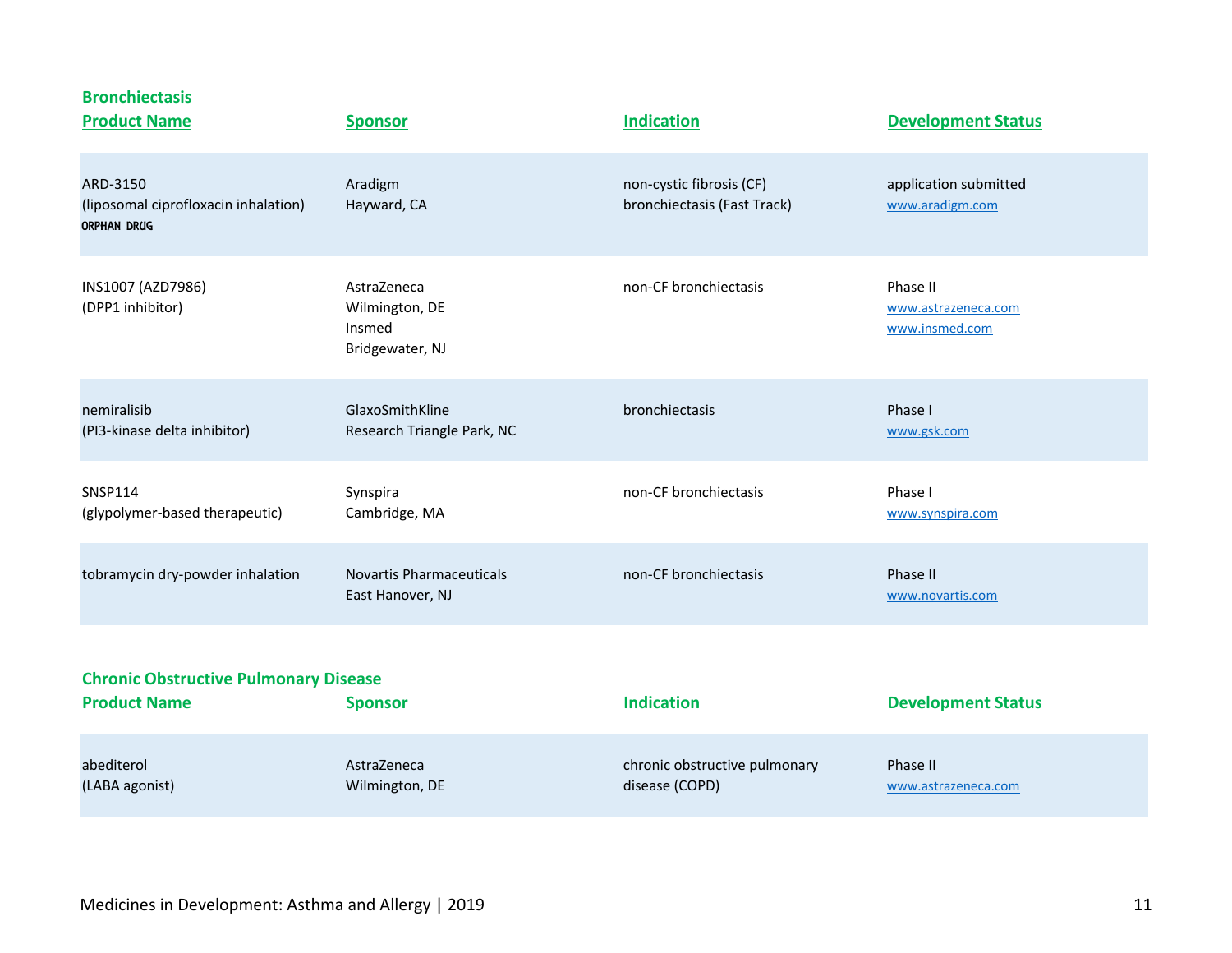## Bronchiectasis

| Product Name | Sponsor | Indication | Development Status |
|---|---|---|---|
| ARD-3150<br>(liposomal ciprofloxacin inhalation)<br>ORPHAN DRUG | Aradigm<br>Hayward, CA | non-cystic fibrosis (CF) bronchiectasis (Fast Track) | application submitted<br>www.aradigm.com |
| INS1007 (AZD7986)<br>(DPP1 inhibitor) | AstraZeneca<br>Wilmington, DE<br>Insmed<br>Bridgewater, NJ | non-CF bronchiectasis | Phase II<br>www.astrazeneca.com<br>www.insmed.com |
| nemiralisib<br>(PI3-kinase delta inhibitor) | GlaxoSmithKline<br>Research Triangle Park, NC | bronchiectasis | Phase I<br>www.gsk.com |
| SNSP114<br>(glypolymer-based therapeutic) | Synspira<br>Cambridge, MA | non-CF bronchiectasis | Phase I<br>www.synspira.com |
| tobramycin dry-powder inhalation | Novartis Pharmaceuticals<br>East Hanover, NJ | non-CF bronchiectasis | Phase II<br>www.novartis.com |

## Chronic Obstructive Pulmonary Disease

| Product Name | Sponsor | Indication | Development Status |
|---|---|---|---|
| abediterol<br>(LABA agonist) | AstraZeneca<br>Wilmington, DE | chronic obstructive pulmonary disease (COPD) | Phase II<br>www.astrazeneca.com |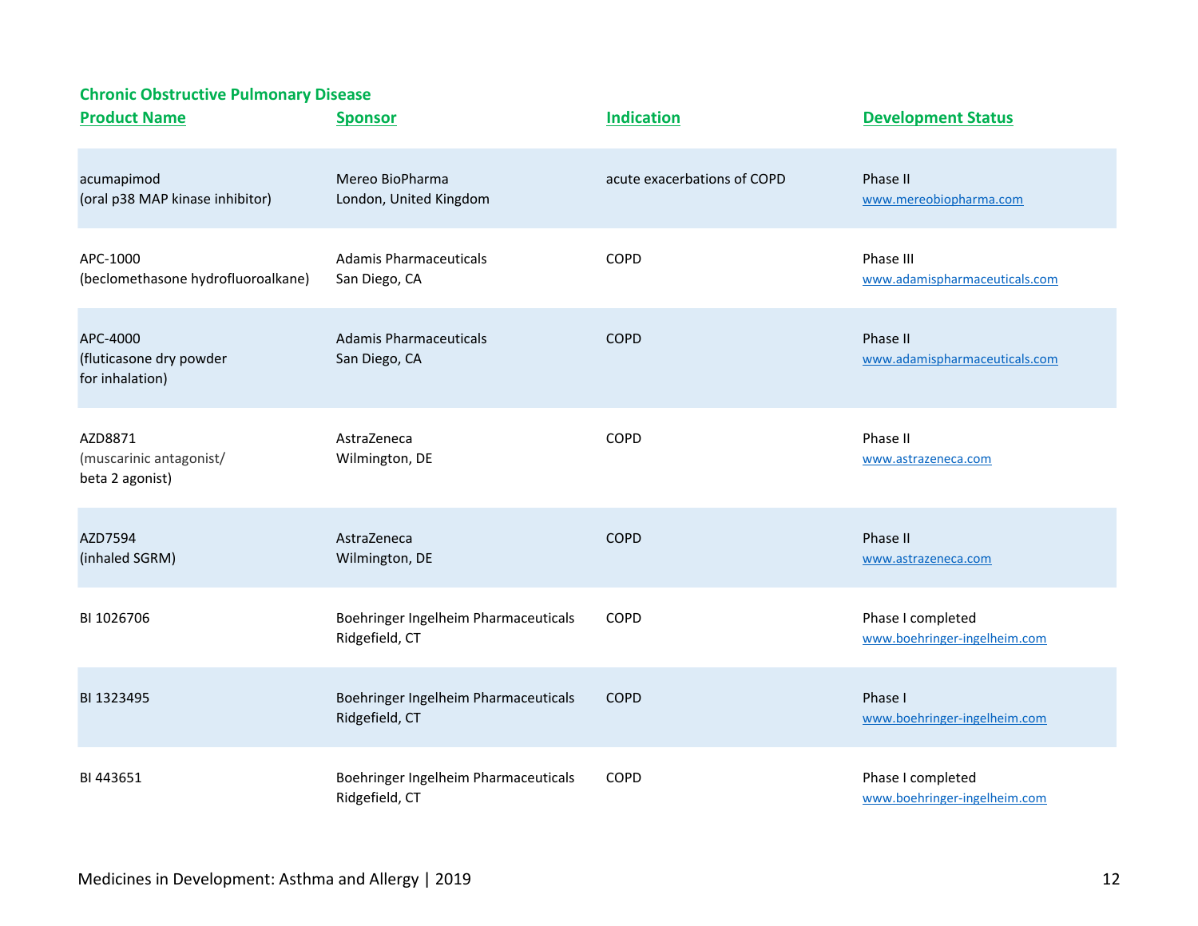## Chronic Obstructive Pulmonary Disease

| Product Name | Sponsor | Indication | Development Status |
|---|---|---|---|
| acumapimod<br>(oral p38 MAP kinase inhibitor) | Mereo BioPharma<br>London, United Kingdom | acute exacerbations of COPD | Phase II<br>www.mereobiopharma.com |
| APC-1000<br>(beclomethasone hydrofluoroalkane) | Adamis Pharmaceuticals<br>San Diego, CA | COPD | Phase III<br>www.adamispharmaceuticals.com |
| APC-4000<br>(fluticasone dry powder<br>for inhalation) | Adamis Pharmaceuticals<br>San Diego, CA | COPD | Phase II<br>www.adamispharmaceuticals.com |
| AZD8871<br>(muscarinic antagonist/<br>beta 2 agonist) | AstraZeneca<br>Wilmington, DE | COPD | Phase II<br>www.astrazeneca.com |
| AZD7594<br>(inhaled SGRM) | AstraZeneca<br>Wilmington, DE | COPD | Phase II<br>www.astrazeneca.com |
| BI 1026706 | Boehringer Ingelheim Pharmaceuticals<br>Ridgefield, CT | COPD | Phase I completed<br>www.boehringer-ingelheim.com |
| BI 1323495 | Boehringer Ingelheim Pharmaceuticals<br>Ridgefield, CT | COPD | Phase I<br>www.boehringer-ingelheim.com |
| BI 443651 | Boehringer Ingelheim Pharmaceuticals<br>Ridgefield, CT | COPD | Phase I completed<br>www.boehringer-ingelheim.com |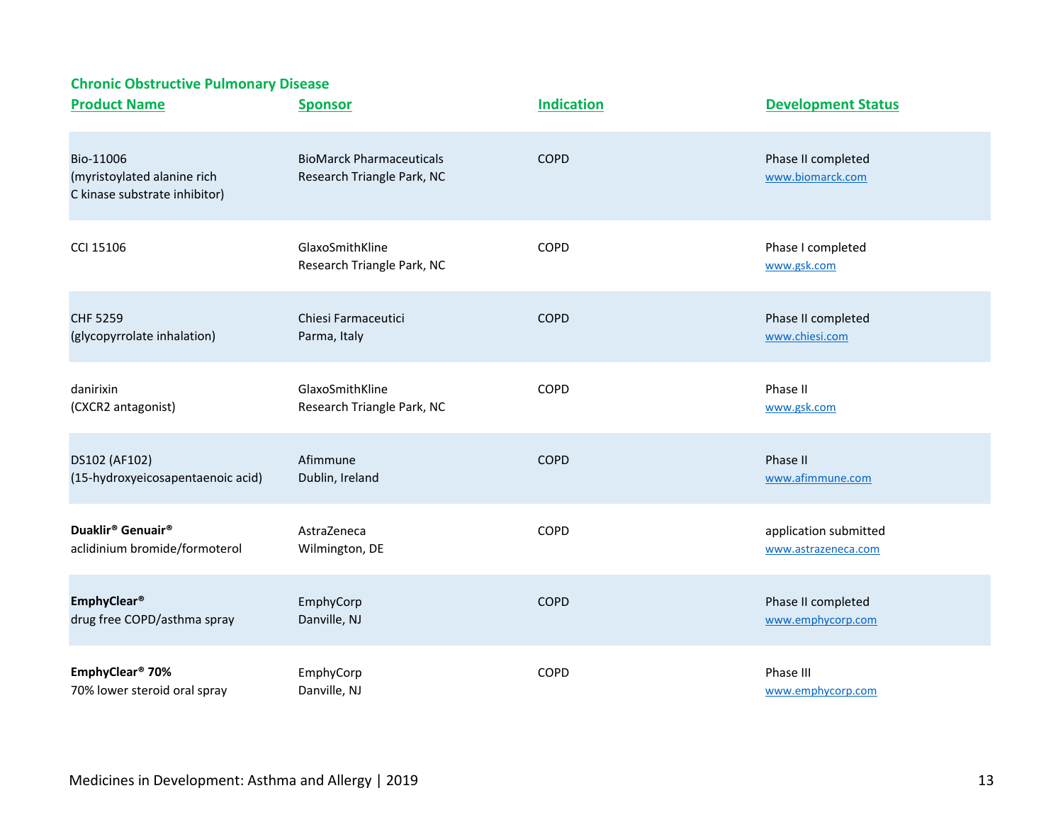## Chronic Obstructive Pulmonary Disease

| Product Name | Sponsor | Indication | Development Status |
|---|---|---|---|
| Bio-11006 (myristoylated alanine rich C kinase substrate inhibitor) | BioMarck Pharmaceuticals Research Triangle Park, NC | COPD | Phase II completed www.biomarck.com |
| CCI 15106 | GlaxoSmithKline Research Triangle Park, NC | COPD | Phase I completed www.gsk.com |
| CHF 5259 (glycopyrrolate inhalation) | Chiesi Farmaceutici Parma, Italy | COPD | Phase II completed www.chiesi.com |
| danirixin (CXCR2 antagonist) | GlaxoSmithKline Research Triangle Park, NC | COPD | Phase II www.gsk.com |
| DS102 (AF102) (15-hydroxyeicosapentaenoic acid) | Afimmune Dublin, Ireland | COPD | Phase II www.afimmune.com |
| **Duaklir® Genuair®** aclidinium bromide/formoterol | AstraZeneca Wilmington, DE | COPD | application submitted www.astrazeneca.com |
| **EmphyClear®** drug free COPD/asthma spray | EmphyCorp Danville, NJ | COPD | Phase II completed www.emphycorp.com |
| **EmphyClear® 70%** 70% lower steroid oral spray | EmphyCorp Danville, NJ | COPD | Phase III www.emphycorp.com |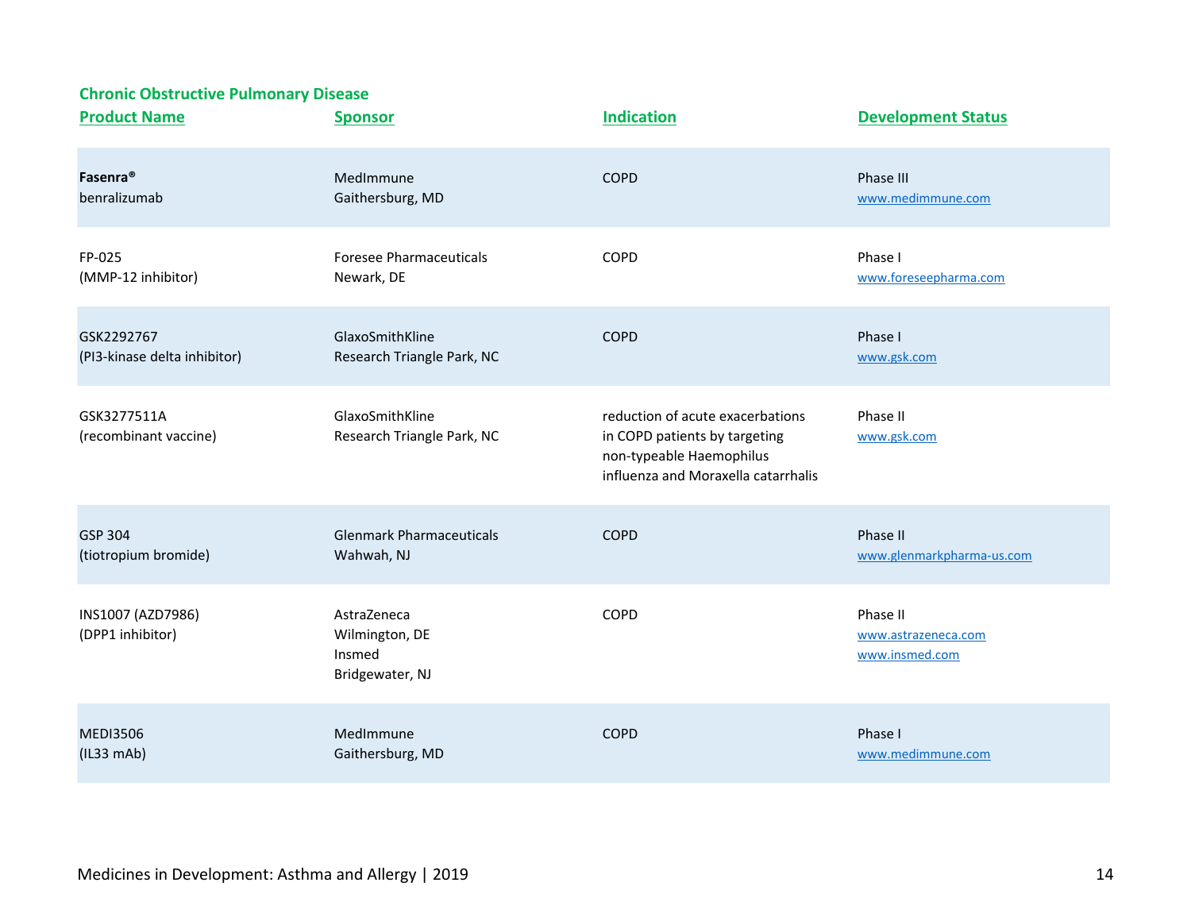### Chronic Obstructive Pulmonary Disease

| Product Name | Sponsor | Indication | Development Status |
|---|---|---|---|
| **Fasenra®** benralizumab | MedImmune Gaithersburg, MD | COPD | Phase III www.medimmune.com |
| FP-025 (MMP-12 inhibitor) | Foresee Pharmaceuticals Newark, DE | COPD | Phase I www.foreseepharma.com |
| GSK2292767 (PI3-kinase delta inhibitor) | GlaxoSmithKline Research Triangle Park, NC | COPD | Phase I www.gsk.com |
| GSK3277511A (recombinant vaccine) | GlaxoSmithKline Research Triangle Park, NC | reduction of acute exacerbations in COPD patients by targeting non-typeable Haemophilus influenza and Moraxella catarrhalis | Phase II www.gsk.com |
| GSP 304 (tiotropium bromide) | Glenmark Pharmaceuticals Wahwah, NJ | COPD | Phase II www.glenmarkpharma-us.com |
| INS1007 (AZD7986) (DPP1 inhibitor) | AstraZeneca Wilmington, DE Insmed Bridgewater, NJ | COPD | Phase II www.astrazeneca.com www.insmed.com |
| MEDI3506 (IL33 mAb) | MedImmune Gaithersburg, MD | COPD | Phase I www.medimmune.com |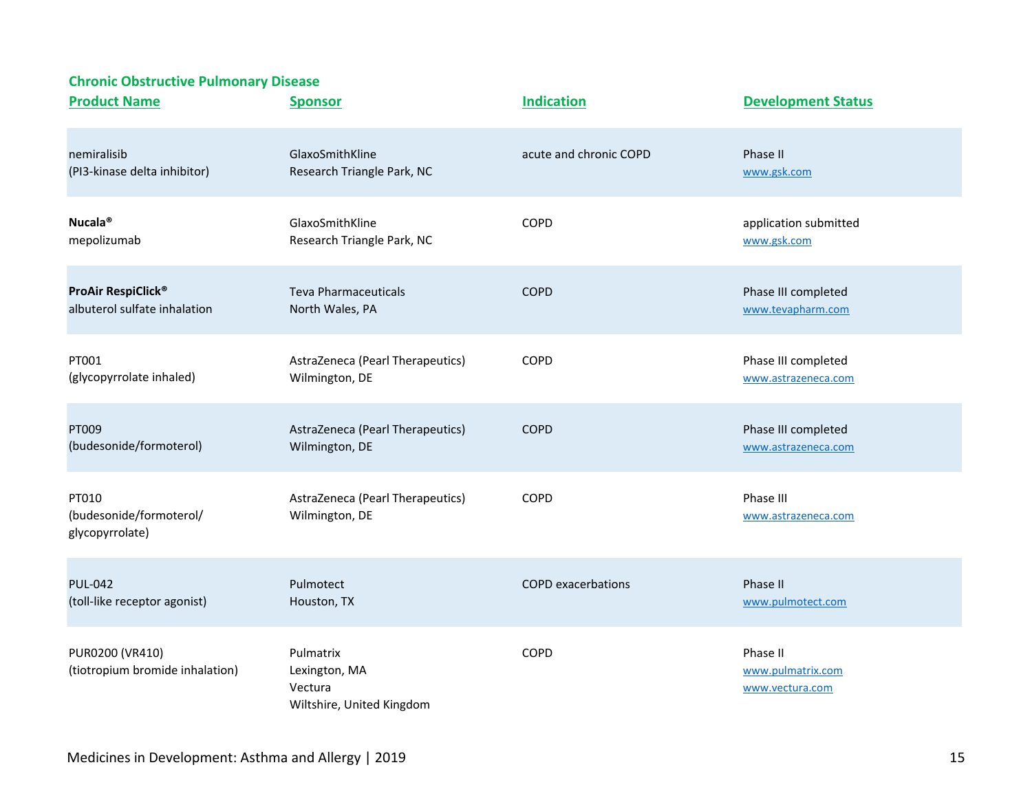## Chronic Obstructive Pulmonary Disease

| Product Name | Sponsor | Indication | Development Status |
|---|---|---|---|
| nemiralisib (PI3-kinase delta inhibitor) | GlaxoSmithKline Research Triangle Park, NC | acute and chronic COPD | Phase II www.gsk.com |
| **Nucala®** mepolizumab | GlaxoSmithKline Research Triangle Park, NC | COPD | application submitted www.gsk.com |
| **ProAir RespiClick®** albuterol sulfate inhalation | Teva Pharmaceuticals North Wales, PA | COPD | Phase III completed www.tevapharm.com |
| PT001 (glycopyrrolate inhaled) | AstraZeneca (Pearl Therapeutics) Wilmington, DE | COPD | Phase III completed www.astrazeneca.com |
| PT009 (budesonide/formoterol) | AstraZeneca (Pearl Therapeutics) Wilmington, DE | COPD | Phase III completed www.astrazeneca.com |
| PT010 (budesonide/formoterol/ glycopyrrolate) | AstraZeneca (Pearl Therapeutics) Wilmington, DE | COPD | Phase III www.astrazeneca.com |
| PUL-042 (toll-like receptor agonist) | Pulmotect Houston, TX | COPD exacerbations | Phase II www.pulmotect.com |
| PUR0200 (VR410) (tiotropium bromide inhalation) | Pulmatrix Lexington, MA Vectura Wiltshire, United Kingdom | COPD | Phase II www.pulmatrix.com www.vectura.com |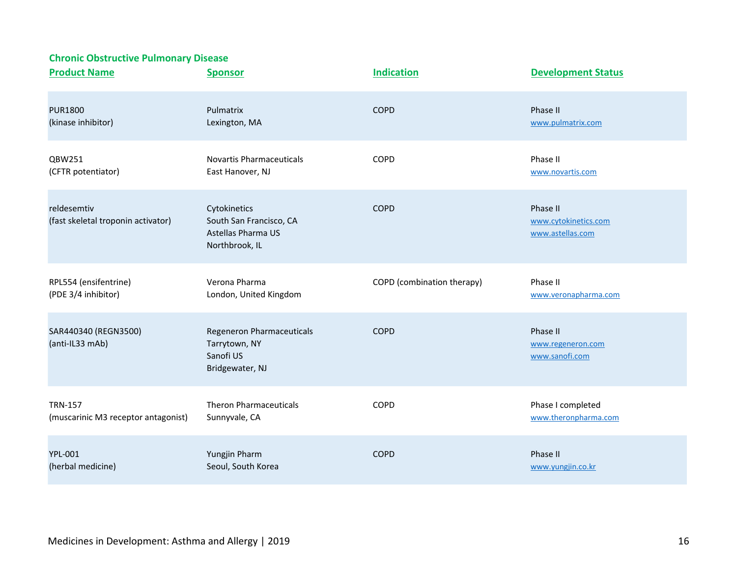## Chronic Obstructive Pulmonary Disease

| Product Name | Sponsor | Indication | Development Status |
| --- | --- | --- | --- |
| PUR1800 (kinase inhibitor) | Pulmatrix Lexington, MA | COPD | Phase II www.pulmatrix.com |
| QBW251 (CFTR potentiator) | Novartis Pharmaceuticals East Hanover, NJ | COPD | Phase II www.novartis.com |
| reldesemtiv (fast skeletal troponin activator) | Cytokinetics South San Francisco, CA Astellas Pharma US Northbrook, IL | COPD | Phase II www.cytokinetics.com www.astellas.com |
| RPL554 (ensifentrine) (PDE 3/4 inhibitor) | Verona Pharma London, United Kingdom | COPD (combination therapy) | Phase II www.veronapharma.com |
| SAR440340 (REGN3500) (anti-IL33 mAb) | Regeneron Pharmaceuticals Tarrytown, NY Sanofi US Bridgewater, NJ | COPD | Phase II www.regeneron.com www.sanofi.com |
| TRN-157 (muscarinic M3 receptor antagonist) | Theron Pharmaceuticals Sunnyvale, CA | COPD | Phase I completed www.theronpharma.com |
| YPL-001 (herbal medicine) | Yungjin Pharm Seoul, South Korea | COPD | Phase II www.yungjin.co.kr |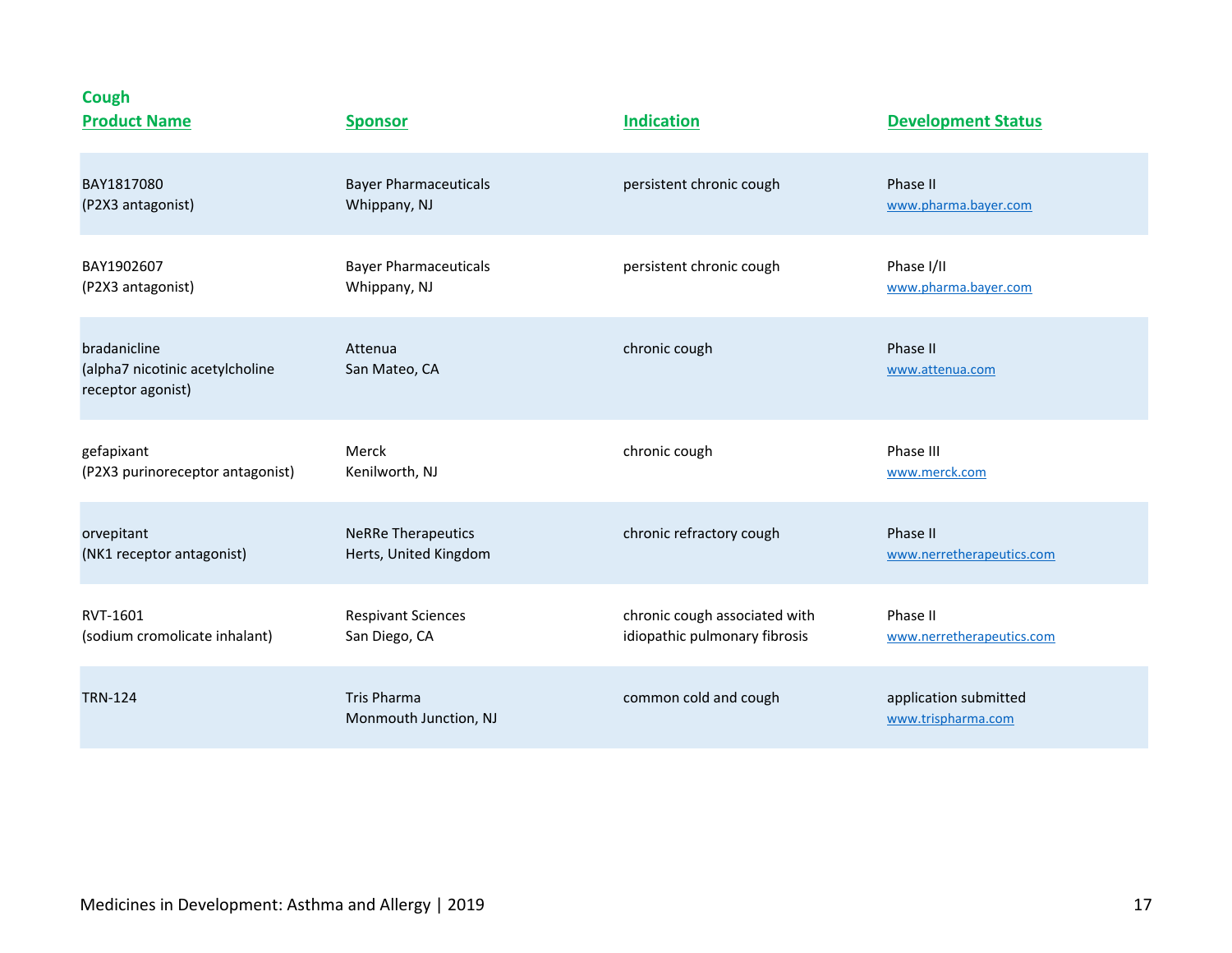## Cough

| Product Name | Sponsor | Indication | Development Status |
|---|---|---|---|
| BAY1817080 (P2X3 antagonist) | Bayer Pharmaceuticals Whippany, NJ | persistent chronic cough | Phase II www.pharma.bayer.com |
| BAY1902607 (P2X3 antagonist) | Bayer Pharmaceuticals Whippany, NJ | persistent chronic cough | Phase I/II www.pharma.bayer.com |
| bradanicline (alpha7 nicotinic acetylcholine receptor agonist) | Attenua San Mateo, CA | chronic cough | Phase II www.attenua.com |
| gefapixant (P2X3 purinoreceptor antagonist) | Merck Kenilworth, NJ | chronic cough | Phase III www.merck.com |
| orvepitant (NK1 receptor antagonist) | NeRRe Therapeutics Herts, United Kingdom | chronic refractory cough | Phase II www.nerretherapeutics.com |
| RVT-1601 (sodium cromolicate inhalant) | Respivant Sciences San Diego, CA | chronic cough associated with idiopathic pulmonary fibrosis | Phase II www.nerretherapeutics.com |
| TRN-124 | Tris Pharma Monmouth Junction, NJ | common cold and cough | application submitted www.trispharma.com |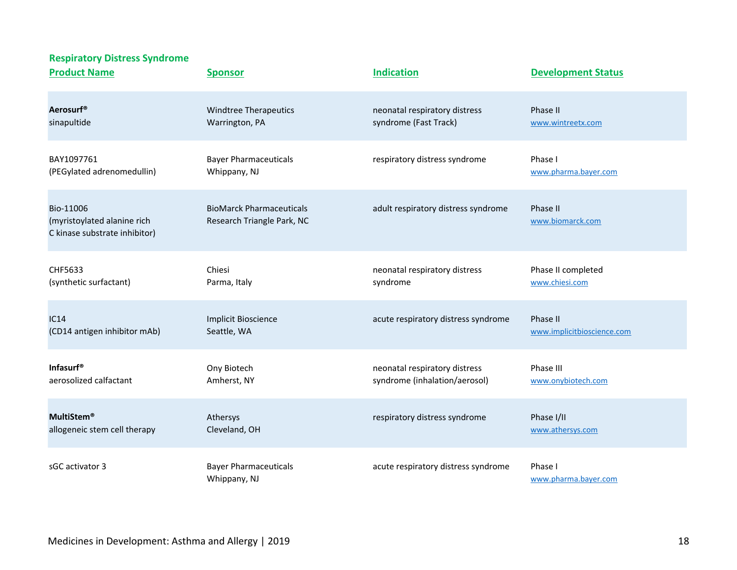## Respiratory Distress Syndrome

| Product Name | Sponsor | Indication | Development Status |
|---|---|---|---|
| **Aerosurf®** sinapultide | Windtree Therapeutics Warrington, PA | neonatal respiratory distress syndrome (Fast Track) | Phase II www.wintreetx.com |
| BAY1097761 (PEGylated adrenomedullin) | Bayer Pharmaceuticals Whippany, NJ | respiratory distress syndrome | Phase I www.pharma.bayer.com |
| Bio-11006 (myristoylated alanine rich C kinase substrate inhibitor) | BioMarck Pharmaceuticals Research Triangle Park, NC | adult respiratory distress syndrome | Phase II www.biomarck.com |
| CHF5633 (synthetic surfactant) | Chiesi Parma, Italy | neonatal respiratory distress syndrome | Phase II completed www.chiesi.com |
| IC14 (CD14 antigen inhibitor mAb) | Implicit Bioscience Seattle, WA | acute respiratory distress syndrome | Phase II www.implicitbioscience.com |
| **Infasurf®** aerosolized calfactant | Ony Biotech Amherst, NY | neonatal respiratory distress syndrome (inhalation/aerosol) | Phase III www.onybiotech.com |
| **MultiStem®** allogeneic stem cell therapy | Athersys Cleveland, OH | respiratory distress syndrome | Phase I/II www.athersys.com |
| sGC activator 3 | Bayer Pharmaceuticals Whippany, NJ | acute respiratory distress syndrome | Phase I www.pharma.bayer.com |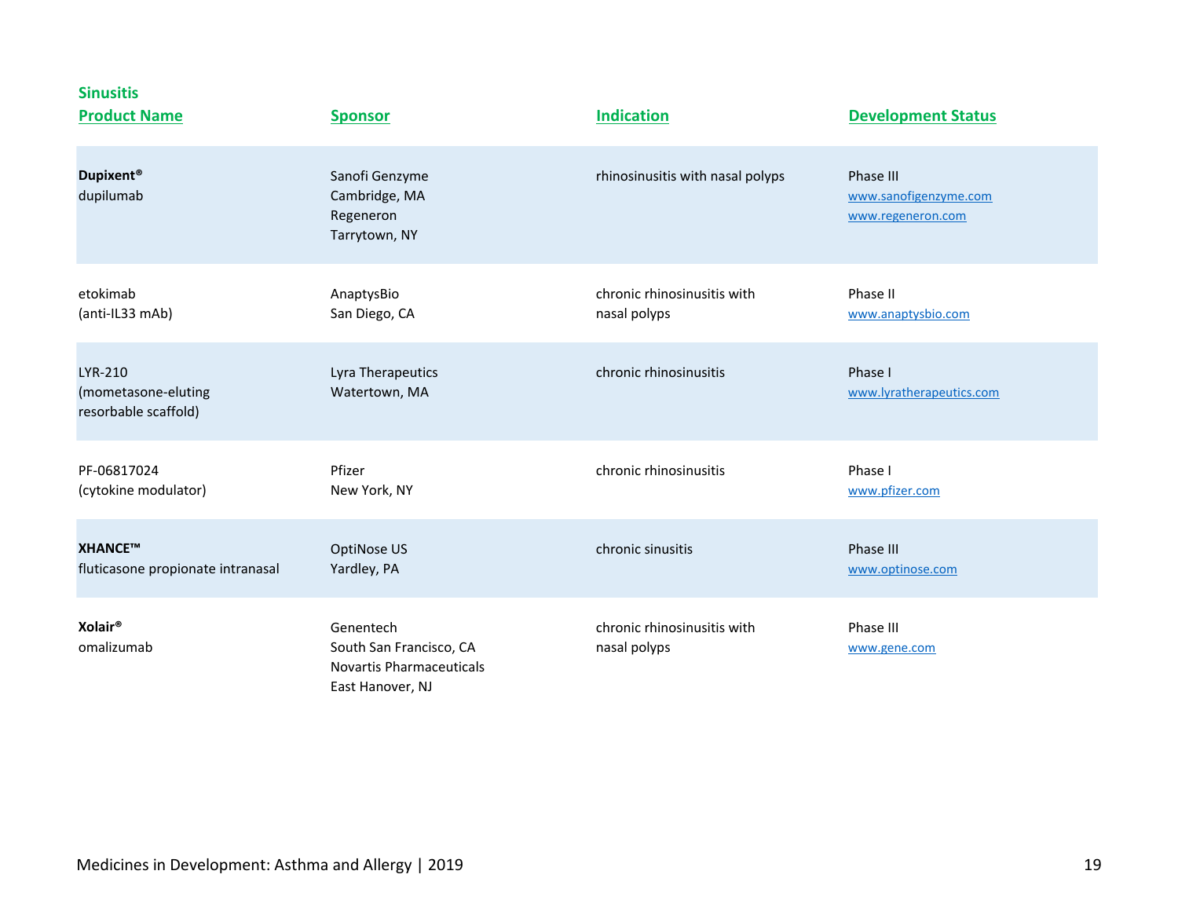## Sinusitis

| Product Name | Sponsor | Indication | Development Status |
|---|---|---|---|
| **Dupixent®**<br>dupilumab | Sanofi Genzyme<br>Cambridge, MA<br>Regeneron<br>Tarrytown, NY | rhinosinusitis with nasal polyps | Phase III<br>www.sanofigenzyme.com<br>www.regeneron.com |
| etokimab<br>(anti-IL33 mAb) | AnaptysBio<br>San Diego, CA | chronic rhinosinusitis with nasal polyps | Phase II<br>www.anaptysbio.com |
| LYR-210<br>(mometasone-eluting resorbable scaffold) | Lyra Therapeutics<br>Watertown, MA | chronic rhinosinusitis | Phase I<br>www.lyratherapeutics.com |
| PF-06817024<br>(cytokine modulator) | Pfizer<br>New York, NY | chronic rhinosinusitis | Phase I<br>www.pfizer.com |
| **XHANCE™**<br>fluticasone propionate intranasal | OptiNose US<br>Yardley, PA | chronic sinusitis | Phase III<br>www.optinose.com |
| **Xolair®**<br>omalizumab | Genentech<br>South San Francisco, CA<br>Novartis Pharmaceuticals<br>East Hanover, NJ | chronic rhinosinusitis with nasal polyps | Phase III<br>www.gene.com |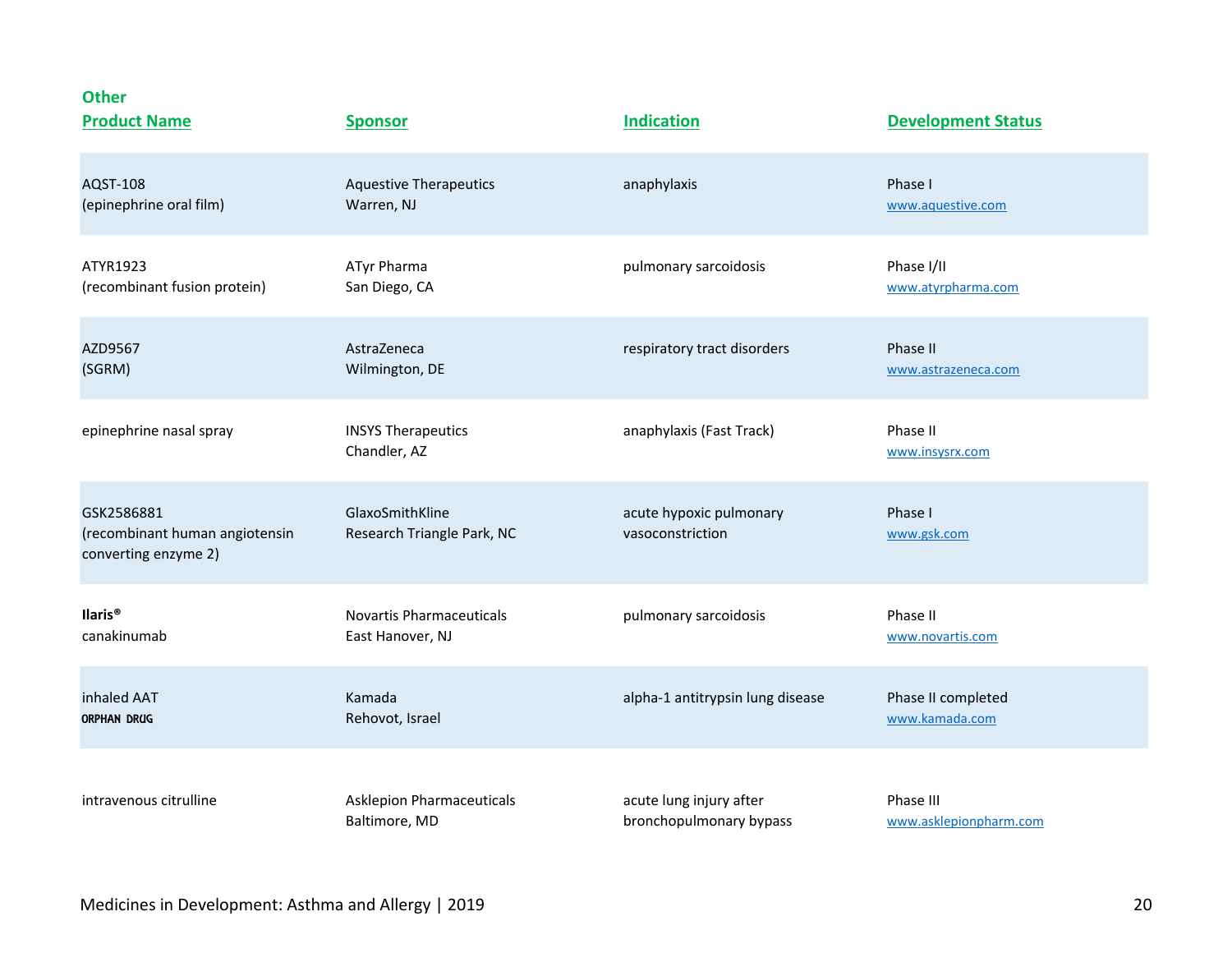## Other

| Product Name | Sponsor | Indication | Development Status |
|---|---|---|---|
| AQST-108 (epinephrine oral film) | Aquestive Therapeutics Warren, NJ | anaphylaxis | Phase I www.aquestive.com |
| ATYR1923 (recombinant fusion protein) | ATyr Pharma San Diego, CA | pulmonary sarcoidosis | Phase I/II www.atyrpharma.com |
| AZD9567 (SGRM) | AstraZeneca Wilmington, DE | respiratory tract disorders | Phase II www.astrazeneca.com |
| epinephrine nasal spray | INSYS Therapeutics Chandler, AZ | anaphylaxis (Fast Track) | Phase II www.insysrx.com |
| GSK2586881 (recombinant human angiotensin converting enzyme 2) | GlaxoSmithKline Research Triangle Park, NC | acute hypoxic pulmonary vasoconstriction | Phase I www.gsk.com |
| **Ilaris®** canakinumab | Novartis Pharmaceuticals East Hanover, NJ | pulmonary sarcoidosis | Phase II www.novartis.com |
| inhaled AAT ORPHAN DRUG | Kamada Rehovot, Israel | alpha-1 antitrypsin lung disease | Phase II completed www.kamada.com |
| intravenous citrulline | Asklepion Pharmaceuticals Baltimore, MD | acute lung injury after bronchopulmonary bypass | Phase III www.asklepionpharm.com |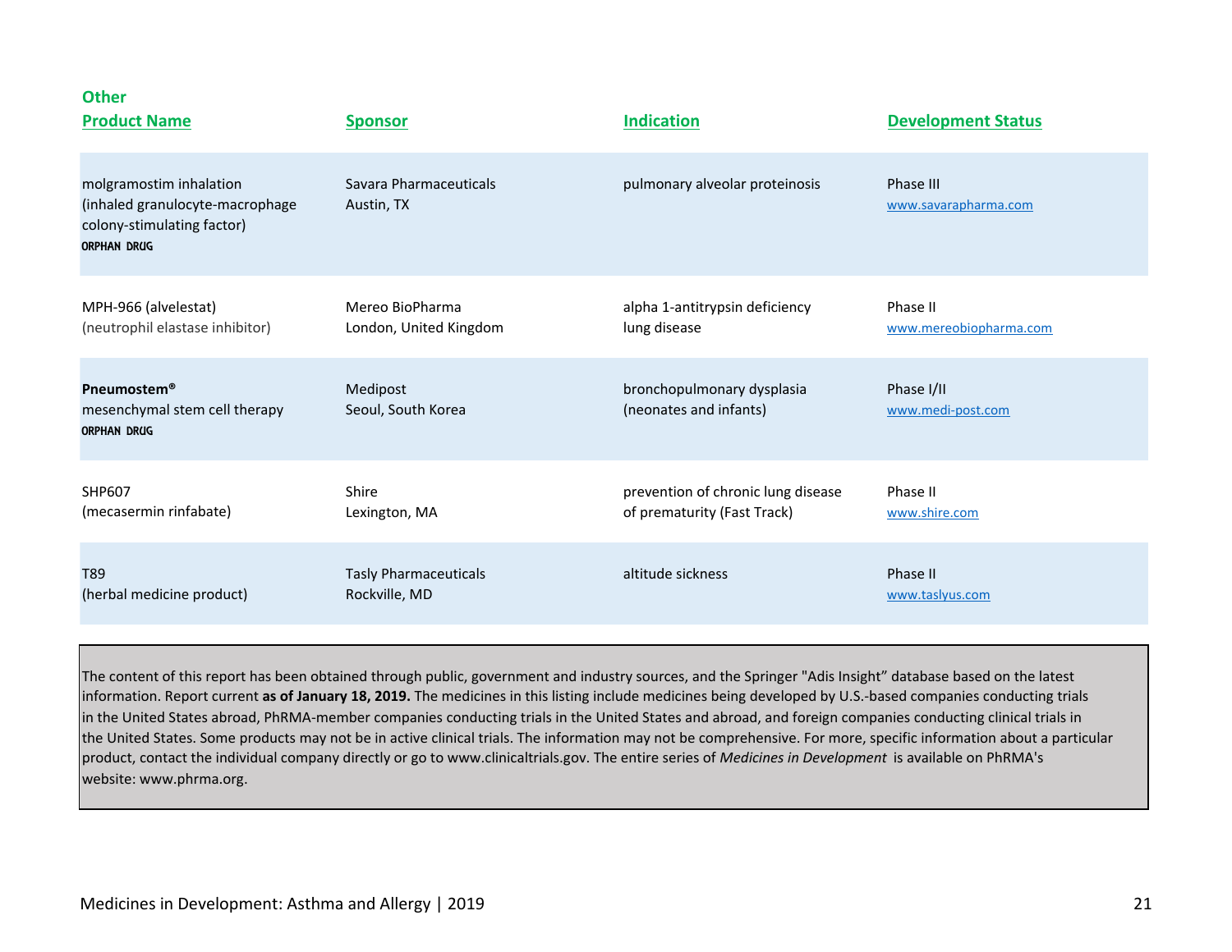## Other

| Product Name | Sponsor | Indication | Development Status |
|---|---|---|---|
| molgramostim inhalation (inhaled granulocyte-macrophage colony-stimulating factor) ORPHAN DRUG | Savara Pharmaceuticals Austin, TX | pulmonary alveolar proteinosis | Phase III www.savarapharma.com |
| MPH-966 (alvelestat) (neutrophil elastase inhibitor) | Mereo BioPharma London, United Kingdom | alpha 1-antitrypsin deficiency lung disease | Phase II www.mereobiopharma.com |
| **Pneumostem®** mesenchymal stem cell therapy ORPHAN DRUG | Medipost Seoul, South Korea | bronchopulmonary dysplasia (neonates and infants) | Phase I/II www.medi-post.com |
| SHP607 (mecasermin rinfabate) | Shire Lexington, MA | prevention of chronic lung disease of prematurity (Fast Track) | Phase II www.shire.com |
| T89 (herbal medicine product) | Tasly Pharmaceuticals Rockville, MD | altitude sickness | Phase II www.taslyus.com |

The content of this report has been obtained through public, government and industry sources, and the Springer "Adis Insight" database based on the latest information. Report current **as of January 18, 2019.** The medicines in this listing include medicines being developed by U.S.-based companies conducting trials in the United States abroad, PhRMA-member companies conducting trials in the United States and abroad, and foreign companies conducting clinical trials in the United States. Some products may not be in active clinical trials. The information may not be comprehensive. For more, specific information about a particular product, contact the individual company directly or go to www.clinicaltrials.gov. The entire series of *Medicines in Development* is available on PhRMA's website: www.phrma.org.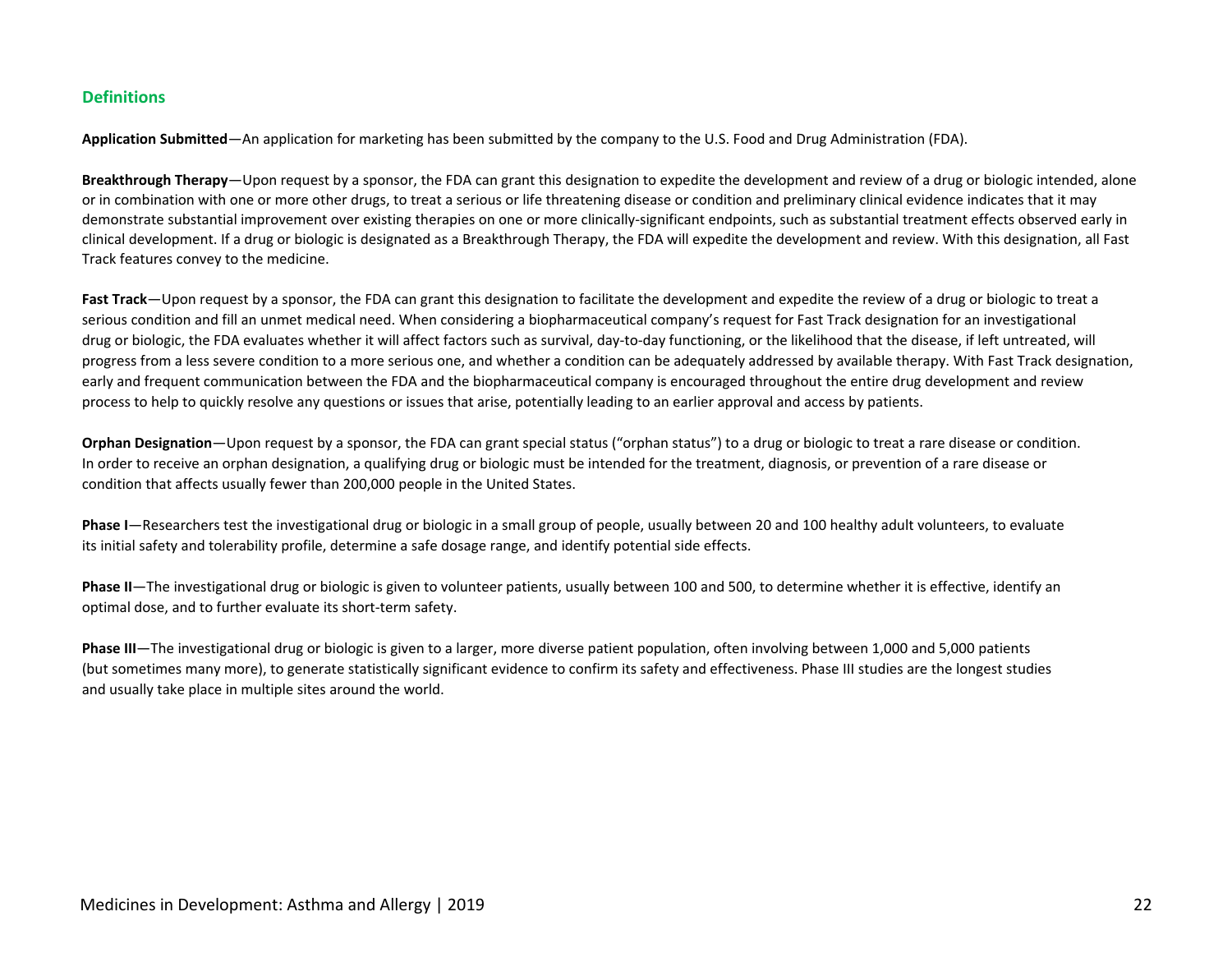## Definitions

**Application Submitted**—An application for marketing has been submitted by the company to the U.S. Food and Drug Administration (FDA).

**Breakthrough Therapy**—Upon request by a sponsor, the FDA can grant this designation to expedite the development and review of a drug or biologic intended, alone or in combination with one or more other drugs, to treat a serious or life threatening disease or condition and preliminary clinical evidence indicates that it may demonstrate substantial improvement over existing therapies on one or more clinically-significant endpoints, such as substantial treatment effects observed early in clinical development. If a drug or biologic is designated as a Breakthrough Therapy, the FDA will expedite the development and review. With this designation, all Fast Track features convey to the medicine.

**Fast Track**—Upon request by a sponsor, the FDA can grant this designation to facilitate the development and expedite the review of a drug or biologic to treat a serious condition and fill an unmet medical need. When considering a biopharmaceutical company's request for Fast Track designation for an investigational drug or biologic, the FDA evaluates whether it will affect factors such as survival, day-to-day functioning, or the likelihood that the disease, if left untreated, will progress from a less severe condition to a more serious one, and whether a condition can be adequately addressed by available therapy. With Fast Track designation, early and frequent communication between the FDA and the biopharmaceutical company is encouraged throughout the entire drug development and review process to help to quickly resolve any questions or issues that arise, potentially leading to an earlier approval and access by patients.

**Orphan Designation**—Upon request by a sponsor, the FDA can grant special status ("orphan status") to a drug or biologic to treat a rare disease or condition. In order to receive an orphan designation, a qualifying drug or biologic must be intended for the treatment, diagnosis, or prevention of a rare disease or condition that affects usually fewer than 200,000 people in the United States.

**Phase I**—Researchers test the investigational drug or biologic in a small group of people, usually between 20 and 100 healthy adult volunteers, to evaluate its initial safety and tolerability profile, determine a safe dosage range, and identify potential side effects.

**Phase II**—The investigational drug or biologic is given to volunteer patients, usually between 100 and 500, to determine whether it is effective, identify an optimal dose, and to further evaluate its short-term safety.

**Phase III**—The investigational drug or biologic is given to a larger, more diverse patient population, often involving between 1,000 and 5,000 patients (but sometimes many more), to generate statistically significant evidence to confirm its safety and effectiveness. Phase III studies are the longest studies and usually take place in multiple sites around the world.